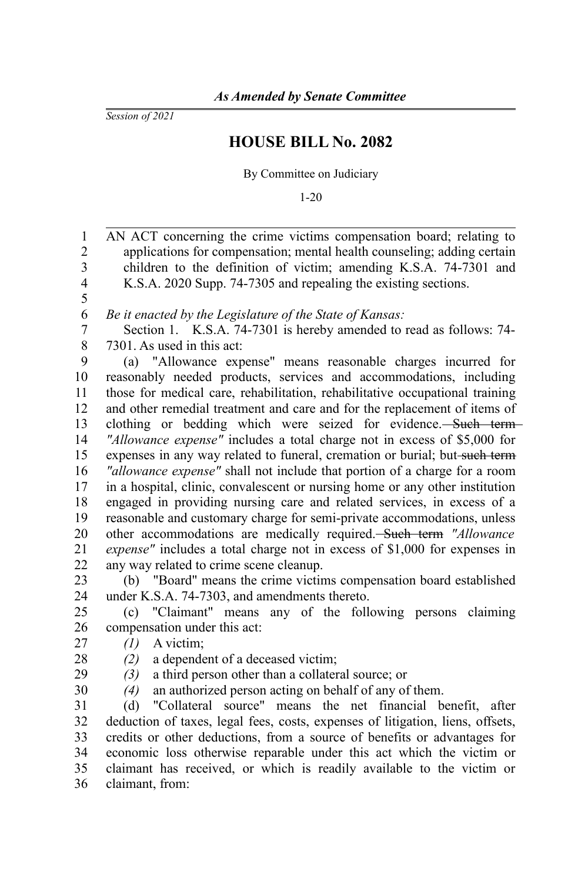*As Amended by Senate Committee*

*Session of 2021*

# HOUSE BILL No. 2082

By Committee on Judiciary

1-20

AN ACT concerning the crime victims compensation board; relating to applications for compensation; mental health counseling; adding certain children to the definition of victim; amending K.S.A. 74-7301 and K.S.A. 2020 Supp. 74-7305 and repealing the existing sections.

*Be it enacted by the Legislature of the State of Kansas:*

Section 1. K.S.A. 74-7301 is hereby amended to read as follows: 74-7301. As used in this act:

(a) "Allowance expense" means reasonable charges incurred for reasonably needed products, services and accommodations, including those for medical care, rehabilitation, rehabilitative occupational training and other remedial treatment and care and for the replacement of items of clothing or bedding which were seized for evidence. ~~Such term~~ *"Allowance expense"* includes a total charge not in excess of $5,000 for expenses in any way related to funeral, cremation or burial; but ~~such term~~ *"allowance expense"* shall not include that portion of a charge for a room in a hospital, clinic, convalescent or nursing home or any other institution engaged in providing nursing care and related services, in excess of a reasonable and customary charge for semi-private accommodations, unless other accommodations are medically required. ~~Such term~~ *"Allowance expense"* includes a total charge not in excess of $1,000 for expenses in any way related to crime scene cleanup.

(b) "Board" means the crime victims compensation board established under K.S.A. 74-7303, and amendments thereto.

(c) "Claimant" means any of the following persons claiming compensation under this act:

*(1)* A victim;

*(2)* a dependent of a deceased victim;

*(3)* a third person other than a collateral source; or

*(4)* an authorized person acting on behalf of any of them.

(d) "Collateral source" means the net financial benefit, after deduction of taxes, legal fees, costs, expenses of litigation, liens, offsets, credits or other deductions, from a source of benefits or advantages for economic loss otherwise reparable under this act which the victim or claimant has received, or which is readily available to the victim or claimant, from: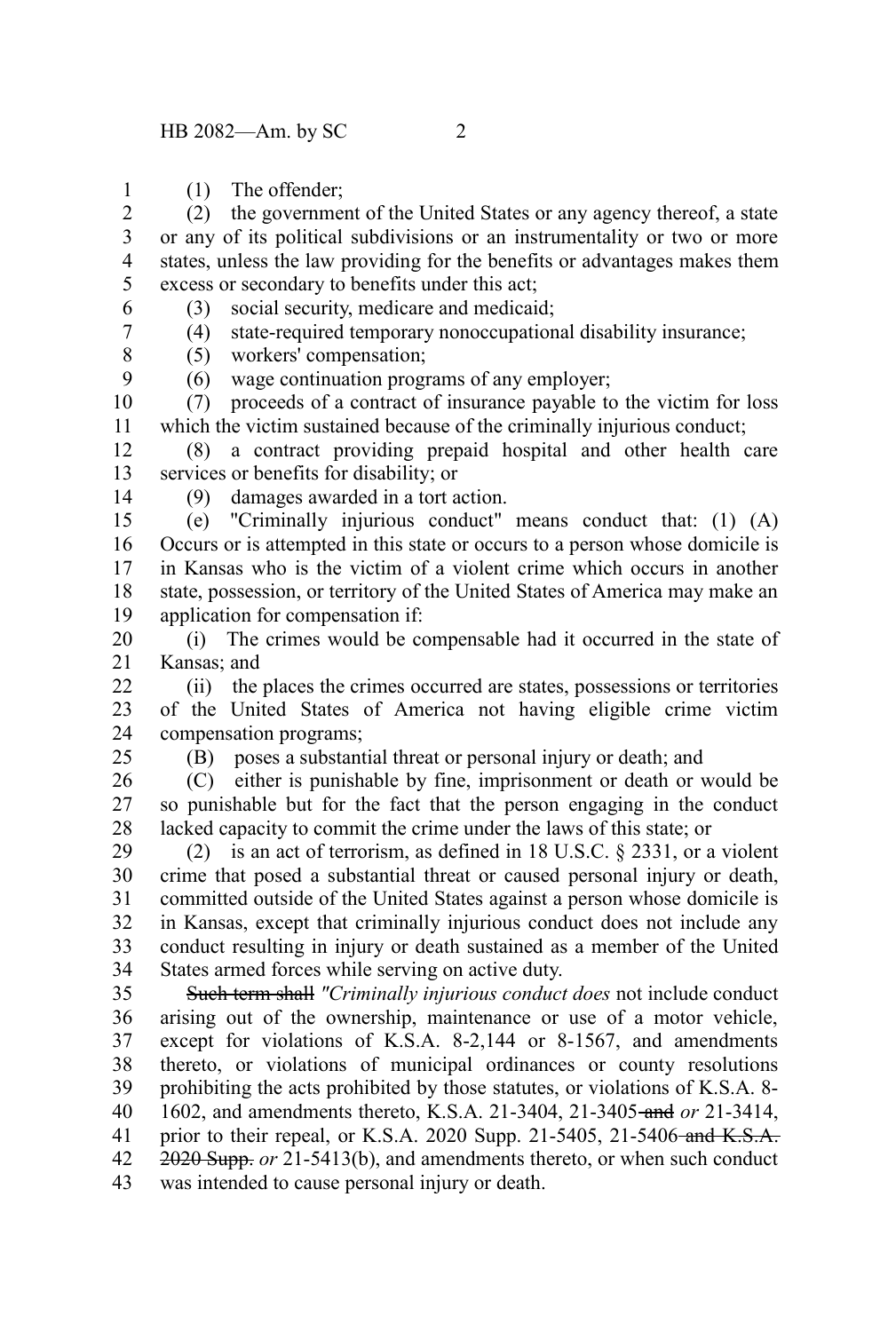(1) The offender;

(2) the government of the United States or any agency thereof, a state or any of its political subdivisions or an instrumentality or two or more states, unless the law providing for the benefits or advantages makes them excess or secondary to benefits under this act;

(3) social security, medicare and medicaid;

(4) state-required temporary nonoccupational disability insurance;

(5) workers' compensation;

(6) wage continuation programs of any employer;

(7) proceeds of a contract of insurance payable to the victim for loss which the victim sustained because of the criminally injurious conduct;

(8) a contract providing prepaid hospital and other health care services or benefits for disability; or

(9) damages awarded in a tort action.

(e) "Criminally injurious conduct" means conduct that: (1) (A) Occurs or is attempted in this state or occurs to a person whose domicile is in Kansas who is the victim of a violent crime which occurs in another state, possession, or territory of the United States of America may make an application for compensation if:

(i) The crimes would be compensable had it occurred in the state of Kansas; and

(ii) the places the crimes occurred are states, possessions or territories of the United States of America not having eligible crime victim compensation programs;

(B) poses a substantial threat or personal injury or death; and

(C) either is punishable by fine, imprisonment or death or would be so punishable but for the fact that the person engaging in the conduct lacked capacity to commit the crime under the laws of this state; or

(2) is an act of terrorism, as defined in 18 U.S.C. § 2331, or a violent crime that posed a substantial threat or caused personal injury or death, committed outside of the United States against a person whose domicile is in Kansas, except that criminally injurious conduct does not include any conduct resulting in injury or death sustained as a member of the United States armed forces while serving on active duty.

~~Such term shall~~ *"Criminally injurious conduct does* not include conduct arising out of the ownership, maintenance or use of a motor vehicle, except for violations of K.S.A. 8-2,144 or 8-1567, and amendments thereto, or violations of municipal ordinances or county resolutions prohibiting the acts prohibited by those statutes, or violations of K.S.A. 8-1602, and amendments thereto, K.S.A. 21-3404, 21-3405 ~~and~~ *or* 21-3414, prior to their repeal, or K.S.A. 2020 Supp. 21-5405, 21-5406 ~~and K.S.A. 2020 Supp.~~ *or* 21-5413(b), and amendments thereto, or when such conduct was intended to cause personal injury or death.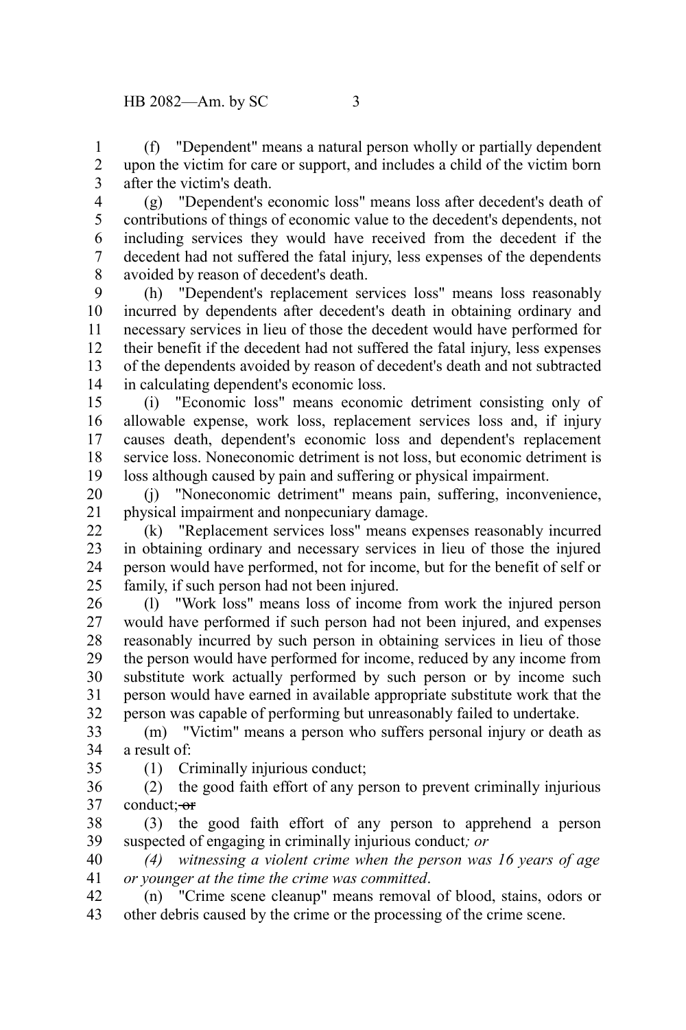(f) "Dependent" means a natural person wholly or partially dependent upon the victim for care or support, and includes a child of the victim born after the victim's death.

(g) "Dependent's economic loss" means loss after decedent's death of contributions of things of economic value to the decedent's dependents, not including services they would have received from the decedent if the decedent had not suffered the fatal injury, less expenses of the dependents avoided by reason of decedent's death.

(h) "Dependent's replacement services loss" means loss reasonably incurred by dependents after decedent's death in obtaining ordinary and necessary services in lieu of those the decedent would have performed for their benefit if the decedent had not suffered the fatal injury, less expenses of the dependents avoided by reason of decedent's death and not subtracted in calculating dependent's economic loss.

(i) "Economic loss" means economic detriment consisting only of allowable expense, work loss, replacement services loss and, if injury causes death, dependent's economic loss and dependent's replacement service loss. Noneconomic detriment is not loss, but economic detriment is loss although caused by pain and suffering or physical impairment.

(j) "Noneconomic detriment" means pain, suffering, inconvenience, physical impairment and nonpecuniary damage.

(k) "Replacement services loss" means expenses reasonably incurred in obtaining ordinary and necessary services in lieu of those the injured person would have performed, not for income, but for the benefit of self or family, if such person had not been injured.

(l) "Work loss" means loss of income from work the injured person would have performed if such person had not been injured, and expenses reasonably incurred by such person in obtaining services in lieu of those the person would have performed for income, reduced by any income from substitute work actually performed by such person or by income such person would have earned in available appropriate substitute work that the person was capable of performing but unreasonably failed to undertake.

(m) "Victim" means a person who suffers personal injury or death as a result of:

(1) Criminally injurious conduct;

(2) the good faith effort of any person to prevent criminally injurious conduct; ~~or~~

(3) the good faith effort of any person to apprehend a person suspected of engaging in criminally injurious conduct*; or*

*(4) witnessing a violent crime when the person was 16 years of age or younger at the time the crime was committed*.

(n) "Crime scene cleanup" means removal of blood, stains, odors or other debris caused by the crime or the processing of the crime scene.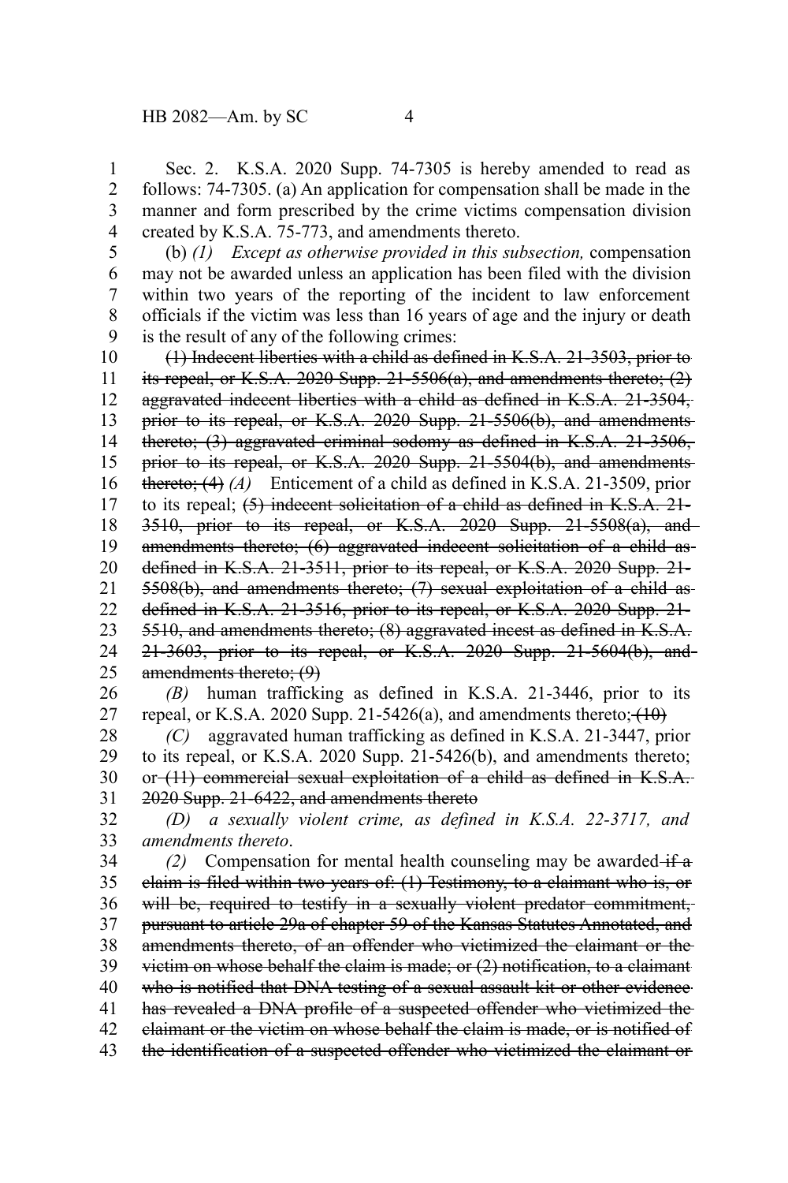Sec. 2. K.S.A. 2020 Supp. 74-7305 is hereby amended to read as follows: 74-7305. (a) An application for compensation shall be made in the manner and form prescribed by the crime victims compensation division created by K.S.A. 75-773, and amendments thereto.

(b) *(1) Except as otherwise provided in this subsection,* compensation may not be awarded unless an application has been filed with the division within two years of the reporting of the incident to law enforcement officials if the victim was less than 16 years of age and the injury or death is the result of any of the following crimes:

~~(1) Indecent liberties with a child as defined in K.S.A. 21-3503, prior to its repeal, or K.S.A. 2020 Supp. 21-5506(a), and amendments thereto; (2) aggravated indecent liberties with a child as defined in K.S.A. 21-3504, prior to its repeal, or K.S.A. 2020 Supp. 21-5506(b), and amendments thereto; (3) aggravated criminal sodomy as defined in K.S.A. 21-3506, prior to its repeal, or K.S.A. 2020 Supp. 21-5504(b), and amendments thereto; (4)~~ *(A)* Enticement of a child as defined in K.S.A. 21-3509, prior to its repeal; ~~(5) indecent solicitation of a child as defined in K.S.A. 21-3510, prior to its repeal, or K.S.A. 2020 Supp. 21-5508(a), and amendments thereto; (6) aggravated indecent solicitation of a child as defined in K.S.A. 21-3511, prior to its repeal, or K.S.A. 2020 Supp. 21-5508(b), and amendments thereto; (7) sexual exploitation of a child as defined in K.S.A. 21-3516, prior to its repeal, or K.S.A. 2020 Supp. 21-5510, and amendments thereto; (8) aggravated incest as defined in K.S.A. 21-3603, prior to its repeal, or K.S.A. 2020 Supp. 21-5604(b), and amendments thereto; (9)~~

*(B)* human trafficking as defined in K.S.A. 21-3446, prior to its repeal, or K.S.A. 2020 Supp. 21-5426(a), and amendments thereto;~~(10)~~

*(C)* aggravated human trafficking as defined in K.S.A. 21-3447, prior to its repeal, or K.S.A. 2020 Supp. 21-5426(b), and amendments thereto; or ~~(11) commercial sexual exploitation of a child as defined in K.S.A. 2020 Supp. 21-6422, and amendments thereto~~

*(D) a sexually violent crime, as defined in K.S.A. 22-3717, and amendments thereto*.

*(2)* Compensation for mental health counseling may be awarded ~~if a claim is filed within two years of: (1) Testimony, to a claimant who is, or will be, required to testify in a sexually violent predator commitment, pursuant to article 29a of chapter 59 of the Kansas Statutes Annotated, and amendments thereto, of an offender who victimized the claimant or the victim on whose behalf the claim is made; or (2) notification, to a claimant who is notified that DNA testing of a sexual assault kit or other evidence has revealed a DNA profile of a suspected offender who victimized the claimant or the victim on whose behalf the claim is made, or is notified of the identification of a suspected offender who victimized the claimant or~~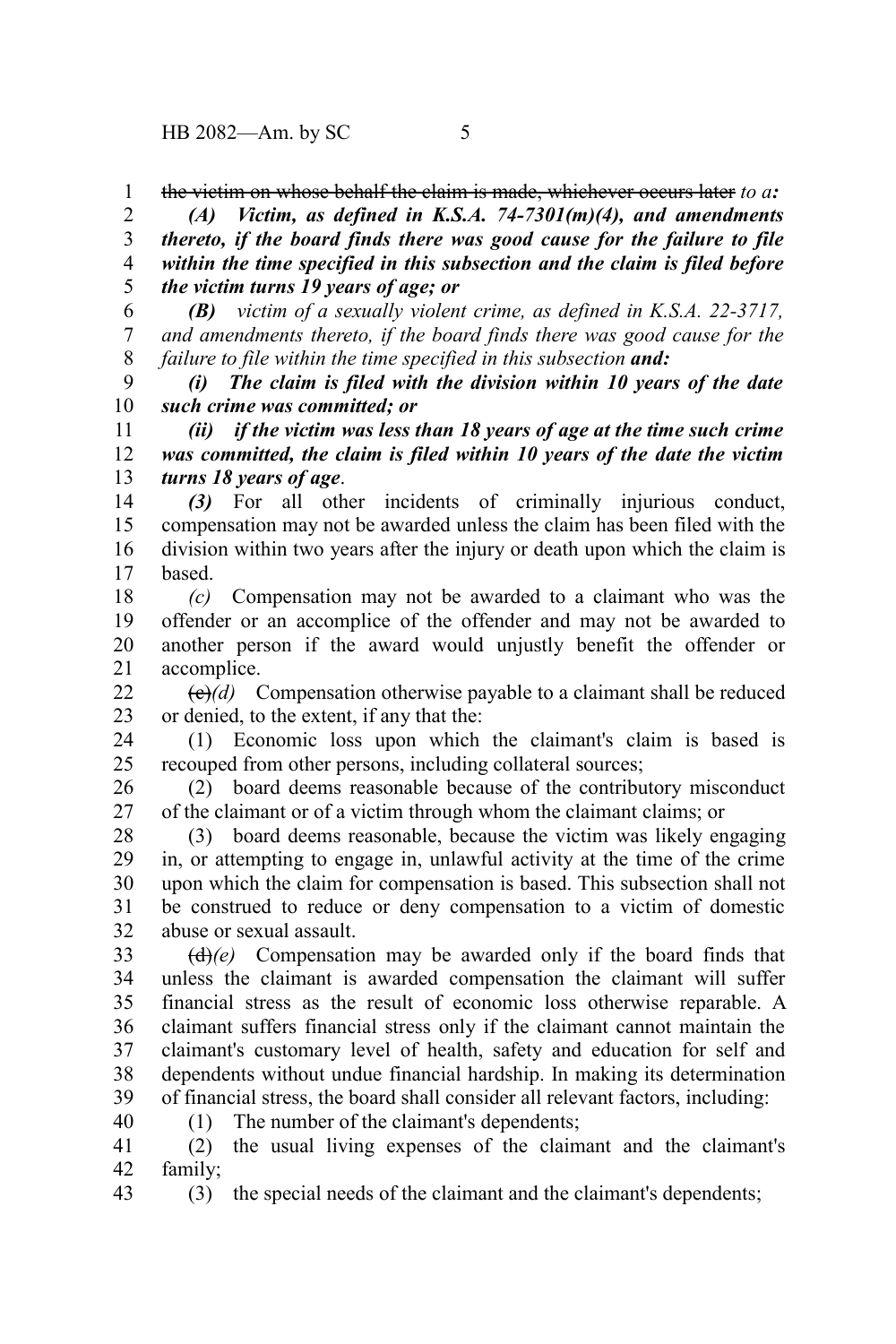~~the victim on whose behalf the claim is made, whichever occurs later~~ *to a:*

***(A) Victim, as defined in K.S.A. 74-7301(m)(4), and amendments thereto, if the board finds there was good cause for the failure to file within the time specified in this subsection and the claim is filed before the victim turns 19 years of age; or***

***(B)*** *victim of a sexually violent crime, as defined in K.S.A. 22-3717, and amendments thereto, if the board finds there was good cause for the failure to file within the time specified in this subsection* ***and:***

***(i) The claim is filed with the division within 10 years of the date such crime was committed; or***

***(ii) if the victim was less than 18 years of age at the time such crime was committed, the claim is filed within 10 years of the date the victim turns 18 years of age*.**

*(3)* For all other incidents of criminally injurious conduct, compensation may not be awarded unless the claim has been filed with the division within two years after the injury or death upon which the claim is based.

*(c)* Compensation may not be awarded to a claimant who was the offender or an accomplice of the offender and may not be awarded to another person if the award would unjustly benefit the offender or accomplice.

~~(c)~~*(d)* Compensation otherwise payable to a claimant shall be reduced or denied, to the extent, if any that the:

(1) Economic loss upon which the claimant's claim is based is recouped from other persons, including collateral sources;

(2) board deems reasonable because of the contributory misconduct of the claimant or of a victim through whom the claimant claims; or

(3) board deems reasonable, because the victim was likely engaging in, or attempting to engage in, unlawful activity at the time of the crime upon which the claim for compensation is based. This subsection shall not be construed to reduce or deny compensation to a victim of domestic abuse or sexual assault.

~~(d)~~*(e)* Compensation may be awarded only if the board finds that unless the claimant is awarded compensation the claimant will suffer financial stress as the result of economic loss otherwise reparable. A claimant suffers financial stress only if the claimant cannot maintain the claimant's customary level of health, safety and education for self and dependents without undue financial hardship. In making its determination of financial stress, the board shall consider all relevant factors, including:

(1) The number of the claimant's dependents;

(2) the usual living expenses of the claimant and the claimant's family;

(3) the special needs of the claimant and the claimant's dependents;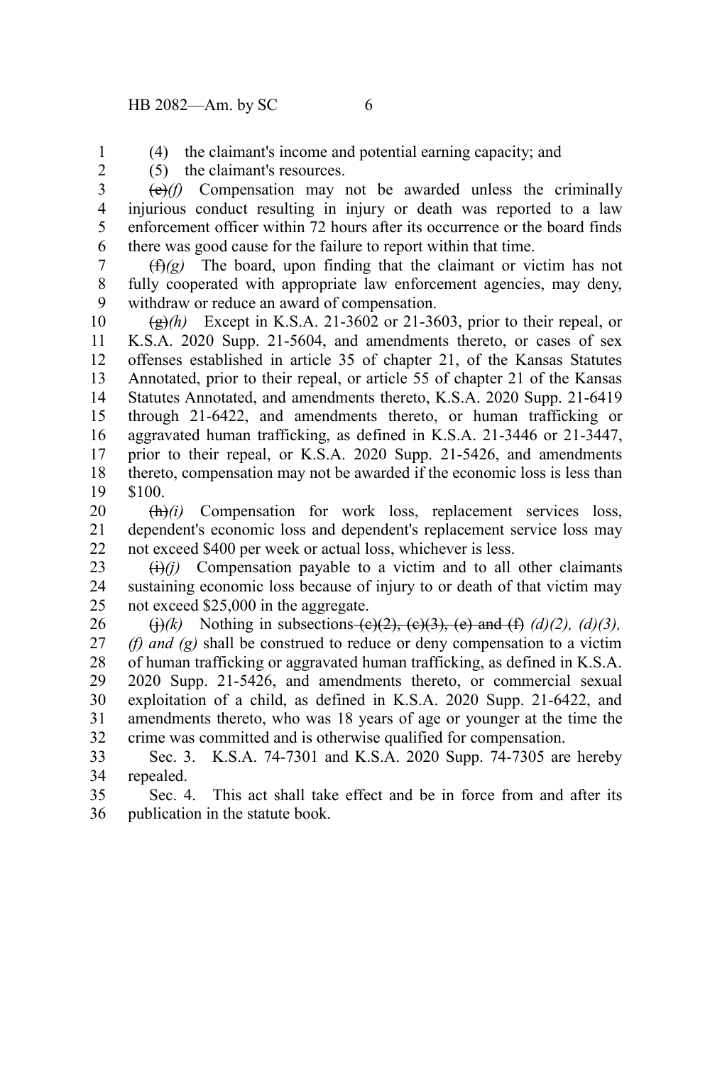(4) the claimant's income and potential earning capacity; and

(5) the claimant's resources.

~~(e)~~*(f)* Compensation may not be awarded unless the criminally injurious conduct resulting in injury or death was reported to a law enforcement officer within 72 hours after its occurrence or the board finds there was good cause for the failure to report within that time.

~~(f)~~*(g)* The board, upon finding that the claimant or victim has not fully cooperated with appropriate law enforcement agencies, may deny, withdraw or reduce an award of compensation.

~~(g)~~*(h)* Except in K.S.A. 21-3602 or 21-3603, prior to their repeal, or K.S.A. 2020 Supp. 21-5604, and amendments thereto, or cases of sex offenses established in article 35 of chapter 21, of the Kansas Statutes Annotated, prior to their repeal, or article 55 of chapter 21 of the Kansas Statutes Annotated, and amendments thereto, K.S.A. 2020 Supp. 21-6419 through 21-6422, and amendments thereto, or human trafficking or aggravated human trafficking, as defined in K.S.A. 21-3446 or 21-3447, prior to their repeal, or K.S.A. 2020 Supp. 21-5426, and amendments thereto, compensation may not be awarded if the economic loss is less than $100.

~~(h)~~*(i)* Compensation for work loss, replacement services loss, dependent's economic loss and dependent's replacement service loss may not exceed $400 per week or actual loss, whichever is less.

~~(i)~~*(j)* Compensation payable to a victim and to all other claimants sustaining economic loss because of injury to or death of that victim may not exceed $25,000 in the aggregate.

~~(j)~~*(k)* Nothing in subsections ~~(c)(2), (c)(3), (e) and (f)~~ *(d)(2), (d)(3), (f) and (g)* shall be construed to reduce or deny compensation to a victim of human trafficking or aggravated human trafficking, as defined in K.S.A. 2020 Supp. 21-5426, and amendments thereto, or commercial sexual exploitation of a child, as defined in K.S.A. 2020 Supp. 21-6422, and amendments thereto, who was 18 years of age or younger at the time the crime was committed and is otherwise qualified for compensation.

Sec. 3. K.S.A. 74-7301 and K.S.A. 2020 Supp. 74-7305 are hereby repealed.

Sec. 4. This act shall take effect and be in force from and after its publication in the statute book.